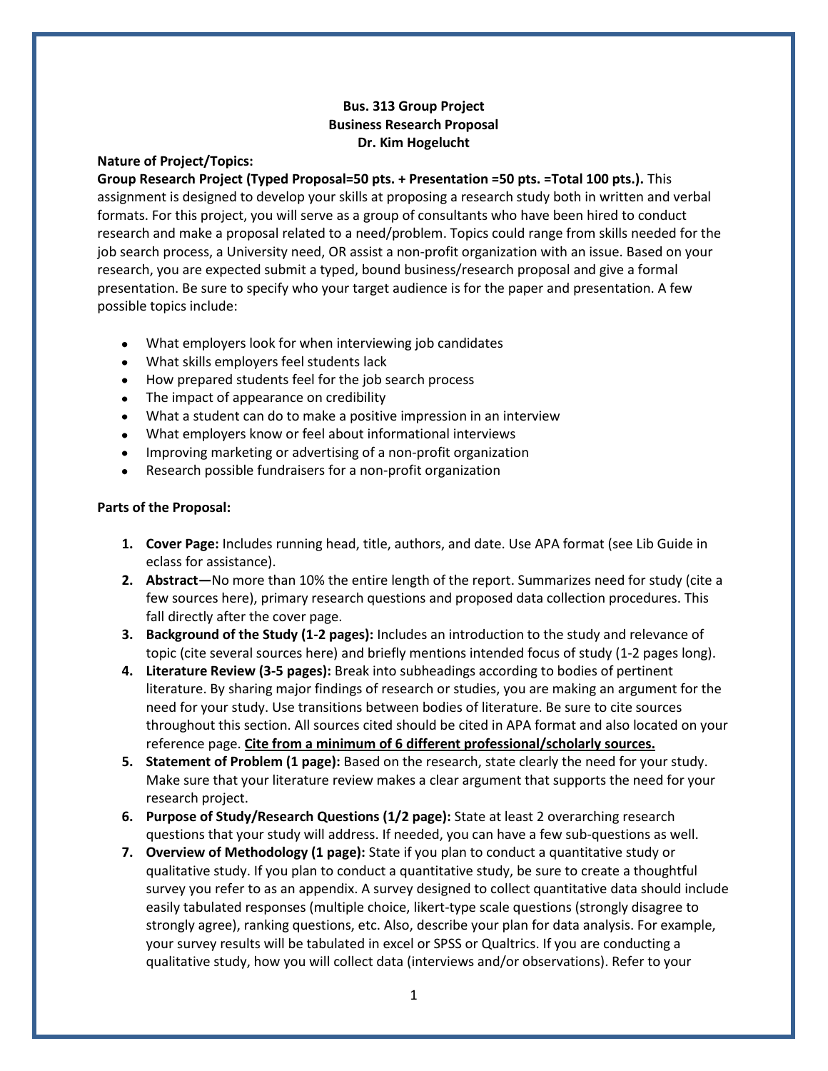**Bus. 313 Group Project**
**Business Research Proposal**
**Dr. Kim Hogelucht**

**Nature of Project/Topics:**

**Group Research Project (Typed Proposal=50 pts. + Presentation =50 pts. =Total 100 pts.).** This assignment is designed to develop your skills at proposing a research study both in written and verbal formats. For this project, you will serve as a group of consultants who have been hired to conduct research and make a proposal related to a need/problem. Topics could range from skills needed for the job search process, a University need, OR assist a non-profit organization with an issue. Based on your research, you are expected submit a typed, bound business/research proposal and give a formal presentation. Be sure to specify who your target audience is for the paper and presentation. A few possible topics include:

- What employers look for when interviewing job candidates
- What skills employers feel students lack
- How prepared students feel for the job search process
- The impact of appearance on credibility
- What a student can do to make a positive impression in an interview
- What employers know or feel about informational interviews
- Improving marketing or advertising of a non-profit organization
- Research possible fundraisers for a non-profit organization

**Parts of the Proposal:**

1. **Cover Page:** Includes running head, title, authors, and date. Use APA format (see Lib Guide in eclass for assistance).
2. **Abstract—**No more than 10% the entire length of the report. Summarizes need for study (cite a few sources here), primary research questions and proposed data collection procedures. This fall directly after the cover page.
3. **Background of the Study (1-2 pages):** Includes an introduction to the study and relevance of topic (cite several sources here) and briefly mentions intended focus of study (1-2 pages long).
4. **Literature Review (3-5 pages):** Break into subheadings according to bodies of pertinent literature. By sharing major findings of research or studies, you are making an argument for the need for your study. Use transitions between bodies of literature. Be sure to cite sources throughout this section. All sources cited should be cited in APA format and also located on your reference page. **Cite from a minimum of 6 different professional/scholarly sources.**
5. **Statement of Problem (1 page):** Based on the research, state clearly the need for your study. Make sure that your literature review makes a clear argument that supports the need for your research project.
6. **Purpose of Study/Research Questions (1/2 page):** State at least 2 overarching research questions that your study will address. If needed, you can have a few sub-questions as well.
7. **Overview of Methodology (1 page):** State if you plan to conduct a quantitative study or qualitative study. If you plan to conduct a quantitative study, be sure to create a thoughtful survey you refer to as an appendix. A survey designed to collect quantitative data should include easily tabulated responses (multiple choice, likert-type scale questions (strongly disagree to strongly agree), ranking questions, etc. Also, describe your plan for data analysis. For example, your survey results will be tabulated in excel or SPSS or Qualtrics. If you are conducting a qualitative study, how you will collect data (interviews and/or observations). Refer to your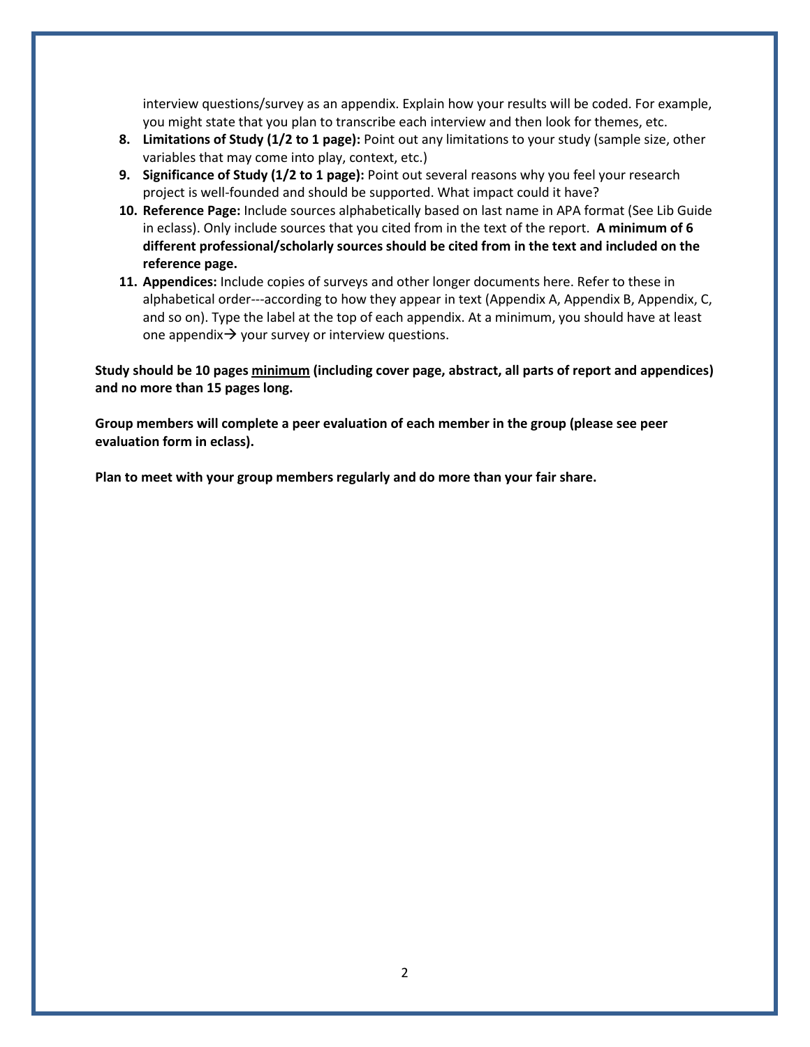interview questions/survey as an appendix. Explain how your results will be coded. For example, you might state that you plan to transcribe each interview and then look for themes, etc.

8. **Limitations of Study (1/2 to 1 page):** Point out any limitations to your study (sample size, other variables that may come into play, context, etc.)
9. **Significance of Study (1/2 to 1 page):** Point out several reasons why you feel your research project is well-founded and should be supported. What impact could it have?
10. **Reference Page:** Include sources alphabetically based on last name in APA format (See Lib Guide in eclass). Only include sources that you cited from in the text of the report. **A minimum of 6 different professional/scholarly sources should be cited from in the text and included on the reference page.**
11. **Appendices:** Include copies of surveys and other longer documents here. Refer to these in alphabetical order---according to how they appear in text (Appendix A, Appendix B, Appendix, C, and so on). Type the label at the top of each appendix. At a minimum, you should have at least one appendix→ your survey or interview questions.

**Study should be 10 pages <u>minimum</u> (including cover page, abstract, all parts of report and appendices) and no more than 15 pages long.**

**Group members will complete a peer evaluation of each member in the group (please see peer evaluation form in eclass).**

**Plan to meet with your group members regularly and do more than your fair share.**